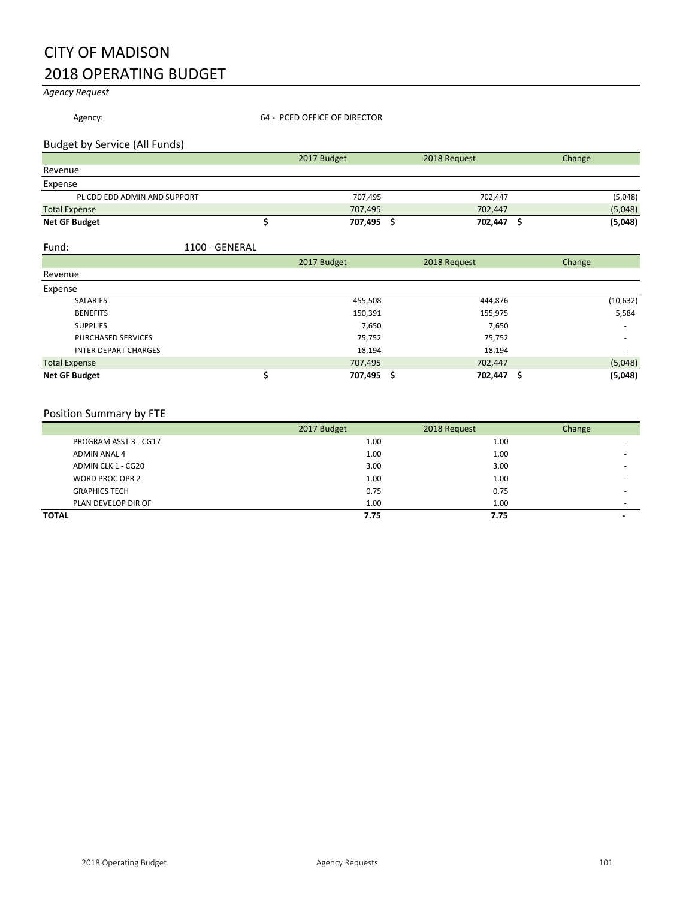# CITY OF MADISON
# 2018 OPERATING BUDGET

*Agency Request*

Agency: 64 - PCED OFFICE OF DIRECTOR

## Budget by Service (All Funds)

| | 2017 Budget | 2018 Request | Change |
|---|---|---|---|
| Revenue | | | |
| Expense | | | |
| PL CDD EDD ADMIN AND SUPPORT | 707,495 | 702,447 | (5,048) |
| Total Expense | 707,495 | 702,447 | (5,048) |
| **Net GF Budget** | **$ 707,495** | **$ 702,447** | **$ (5,048)** |

Fund: 1100 - GENERAL

| | 2017 Budget | 2018 Request | Change |
|---|---|---|---|
| Revenue | | | |
| Expense | | | |
| SALARIES | 455,508 | 444,876 | (10,632) |
| BENEFITS | 150,391 | 155,975 | 5,584 |
| SUPPLIES | 7,650 | 7,650 | - |
| PURCHASED SERVICES | 75,752 | 75,752 | - |
| INTER DEPART CHARGES | 18,194 | 18,194 | - |
| Total Expense | 707,495 | 702,447 | (5,048) |
| **Net GF Budget** | **$ 707,495** | **$ 702,447** | **$ (5,048)** |

## Position Summary by FTE

| | 2017 Budget | 2018 Request | Change |
|---|---|---|---|
| PROGRAM ASST 3 - CG17 | 1.00 | 1.00 | - |
| ADMIN ANAL 4 | 1.00 | 1.00 | - |
| ADMIN CLK 1 - CG20 | 3.00 | 3.00 | - |
| WORD PROC OPR 2 | 1.00 | 1.00 | - |
| GRAPHICS TECH | 0.75 | 0.75 | - |
| PLAN DEVELOP DIR OF | 1.00 | 1.00 | - |
| **TOTAL** | **7.75** | **7.75** | **-** |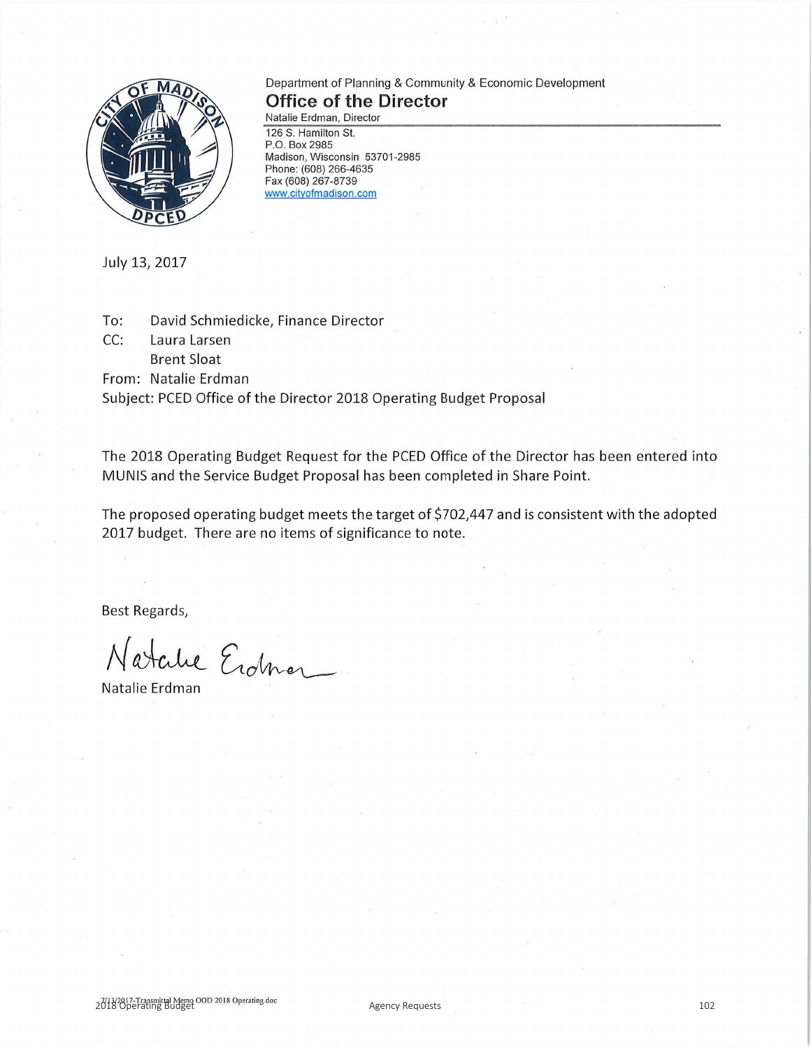Department of Planning & Community & Economic Development

# Office of the Director

Natalie Erdman, Director

126 S. Hamilton St.
P.O. Box 2985
Madison, Wisconsin 53701-2985
Phone: (608) 266-4635
Fax (608) 267-8739
www.cityofmadison.com

July 13, 2017

To: David Schmiedicke, Finance Director
CC: Laura Larsen
Brent Sloat
From: Natalie Erdman
Subject: PCED Office of the Director 2018 Operating Budget Proposal

The 2018 Operating Budget Request for the PCED Office of the Director has been entered into MUNIS and the Service Budget Proposal has been completed in Share Point.

The proposed operating budget meets the target of $702,447 and is consistent with the adopted 2017 budget. There are no items of significance to note.

Best Regards,

Natalie Erdman

Natalie Erdman

7/13/2017-Transmittal Memo OOD 2018 Operating.doc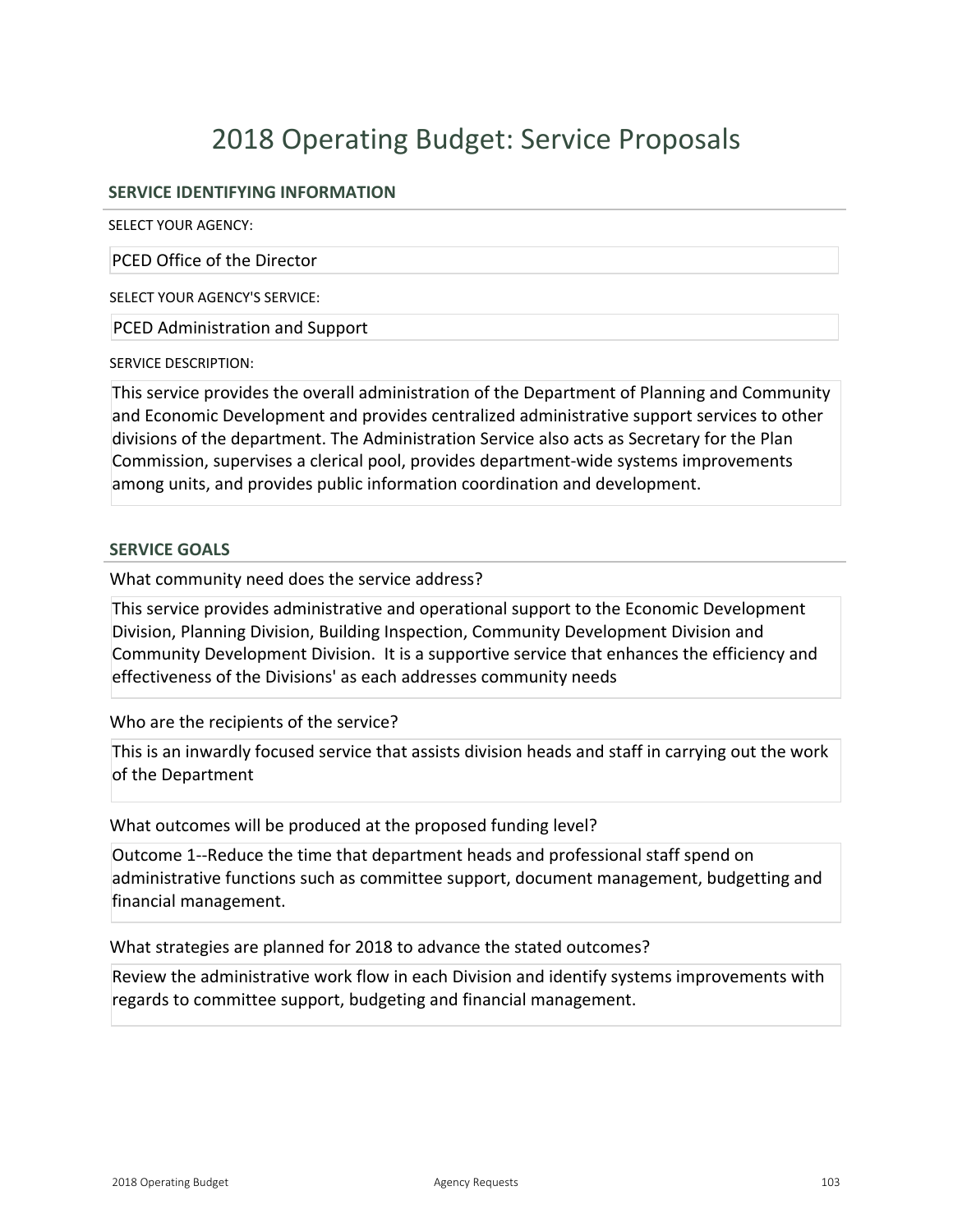# 2018 Operating Budget: Service Proposals

## SERVICE IDENTIFYING INFORMATION

SELECT YOUR AGENCY:

PCED Office of the Director

SELECT YOUR AGENCY'S SERVICE:

PCED Administration and Support

SERVICE DESCRIPTION:

This service provides the overall administration of the Department of Planning and Community and Economic Development and provides centralized administrative support services to other divisions of the department. The Administration Service also acts as Secretary for the Plan Commission, supervises a clerical pool, provides department-wide systems improvements among units, and provides public information coordination and development.

## SERVICE GOALS

What community need does the service address?

This service provides administrative and operational support to the Economic Development Division, Planning Division, Building Inspection, Community Development Division and Community Development Division. It is a supportive service that enhances the efficiency and effectiveness of the Divisions' as each addresses community needs

Who are the recipients of the service?

This is an inwardly focused service that assists division heads and staff in carrying out the work of the Department

What outcomes will be produced at the proposed funding level?

Outcome 1--Reduce the time that department heads and professional staff spend on administrative functions such as committee support, document management, budgetting and financial management.

What strategies are planned for 2018 to advance the stated outcomes?

Review the administrative work flow in each Division and identify systems improvements with regards to committee support, budgeting and financial management.